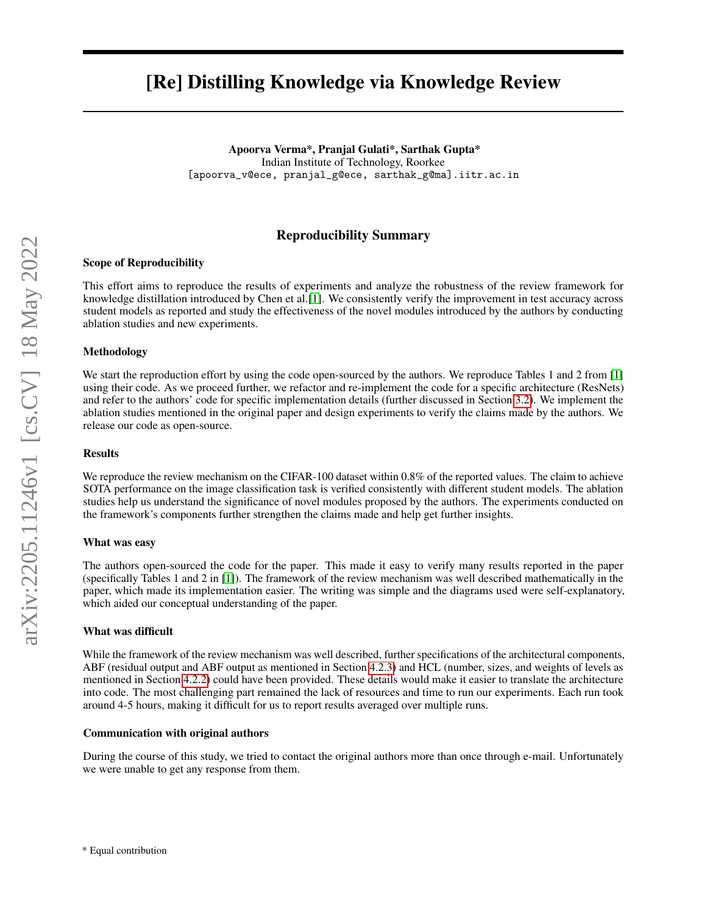# [Re] Distilling Knowledge via Knowledge Review

**Apoorva Verma*, Pranjal Gulati*, Sarthak Gupta***
Indian Institute of Technology, Roorkee
[apoorva_v@ece, pranjal_g@ece, sarthak_g@ma].iitr.ac.in

## Reproducibility Summary

### Scope of Reproducibility

This effort aims to reproduce the results of experiments and analyze the robustness of the review framework for knowledge distillation introduced by Chen et al.[1]. We consistently verify the improvement in test accuracy across student models as reported and study the effectiveness of the novel modules introduced by the authors by conducting ablation studies and new experiments.

### Methodology

We start the reproduction effort by using the code open-sourced by the authors. We reproduce Tables 1 and 2 from [1] using their code. As we proceed further, we refactor and re-implement the code for a specific architecture (ResNets) and refer to the authors' code for specific implementation details (further discussed in Section 3.2). We implement the ablation studies mentioned in the original paper and design experiments to verify the claims made by the authors. We release our code as open-source.

### Results

We reproduce the review mechanism on the CIFAR-100 dataset within 0.8% of the reported values. The claim to achieve SOTA performance on the image classification task is verified consistently with different student models. The ablation studies help us understand the significance of novel modules proposed by the authors. The experiments conducted on the framework's components further strengthen the claims made and help get further insights.

### What was easy

The authors open-sourced the code for the paper. This made it easy to verify many results reported in the paper (specifically Tables 1 and 2 in [1]). The framework of the review mechanism was well described mathematically in the paper, which made its implementation easier. The writing was simple and the diagrams used were self-explanatory, which aided our conceptual understanding of the paper.

### What was difficult

While the framework of the review mechanism was well described, further specifications of the architectural components, ABF (residual output and ABF output as mentioned in Section 4.2.3) and HCL (number, sizes, and weights of levels as mentioned in Section 4.2.2) could have been provided. These details would make it easier to translate the architecture into code. The most challenging part remained the lack of resources and time to run our experiments. Each run took around 4-5 hours, making it difficult for us to report results averaged over multiple runs.

### Communication with original authors

During the course of this study, we tried to contact the original authors more than once through e-mail. Unfortunately we were unable to get any response from them.

* Equal contribution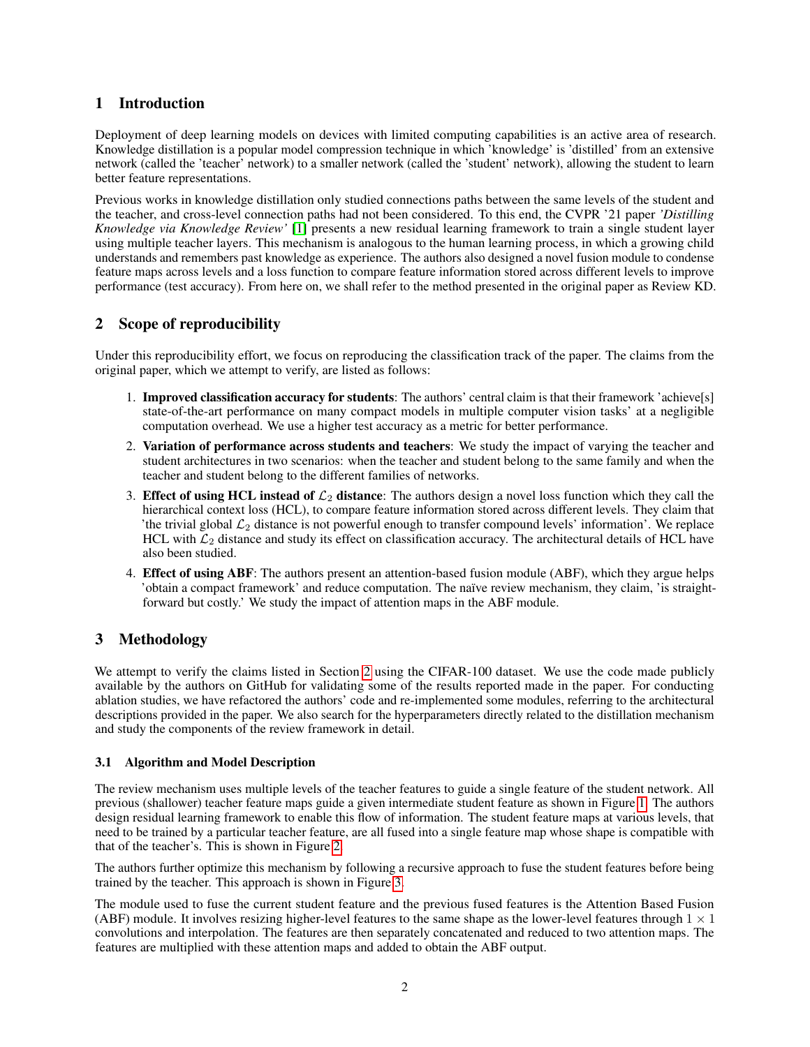## 1 Introduction

Deployment of deep learning models on devices with limited computing capabilities is an active area of research. Knowledge distillation is a popular model compression technique in which 'knowledge' is 'distilled' from an extensive network (called the 'teacher' network) to a smaller network (called the 'student' network), allowing the student to learn better feature representations.

Previous works in knowledge distillation only studied connections paths between the same levels of the student and the teacher, and cross-level connection paths had not been considered. To this end, the CVPR '21 paper *'Distilling Knowledge via Knowledge Review'* [1] presents a new residual learning framework to train a single student layer using multiple teacher layers. This mechanism is analogous to the human learning process, in which a growing child understands and remembers past knowledge as experience. The authors also designed a novel fusion module to condense feature maps across levels and a loss function to compare feature information stored across different levels to improve performance (test accuracy). From here on, we shall refer to the method presented in the original paper as Review KD.

## 2 Scope of reproducibility

Under this reproducibility effort, we focus on reproducing the classification track of the paper. The claims from the original paper, which we attempt to verify, are listed as follows:

1. **Improved classification accuracy for students**: The authors' central claim is that their framework 'achieve[s] state-of-the-art performance on many compact models in multiple computer vision tasks' at a negligible computation overhead. We use a higher test accuracy as a metric for better performance.
2. **Variation of performance across students and teachers**: We study the impact of varying the teacher and student architectures in two scenarios: when the teacher and student belong to the same family and when the teacher and student belong to the different families of networks.
3. **Effect of using HCL instead of $\mathcal{L}_2$ distance**: The authors design a novel loss function which they call the hierarchical context loss (HCL), to compare feature information stored across different levels. They claim that 'the trivial global $\mathcal{L}_2$ distance is not powerful enough to transfer compound levels' information'. We replace HCL with $\mathcal{L}_2$ distance and study its effect on classification accuracy. The architectural details of HCL have also been studied.
4. **Effect of using ABF**: The authors present an attention-based fusion module (ABF), which they argue helps 'obtain a compact framework' and reduce computation. The naïve review mechanism, they claim, 'is straight-forward but costly.' We study the impact of attention maps in the ABF module.

## 3 Methodology

We attempt to verify the claims listed in Section 2 using the CIFAR-100 dataset. We use the code made publicly available by the authors on GitHub for validating some of the results reported made in the paper. For conducting ablation studies, we have refactored the authors' code and re-implemented some modules, referring to the architectural descriptions provided in the paper. We also search for the hyperparameters directly related to the distillation mechanism and study the components of the review framework in detail.

### 3.1 Algorithm and Model Description

The review mechanism uses multiple levels of the teacher features to guide a single feature of the student network. All previous (shallower) teacher feature maps guide a given intermediate student feature as shown in Figure 1. The authors design residual learning framework to enable this flow of information. The student feature maps at various levels, that need to be trained by a particular teacher feature, are all fused into a single feature map whose shape is compatible with that of the teacher's. This is shown in Figure 2.

The authors further optimize this mechanism by following a recursive approach to fuse the student features before being trained by the teacher. This approach is shown in Figure 3.

The module used to fuse the current student feature and the previous fused features is the Attention Based Fusion (ABF) module. It involves resizing higher-level features to the same shape as the lower-level features through $1 \times 1$ convolutions and interpolation. The features are then separately concatenated and reduced to two attention maps. The features are multiplied with these attention maps and added to obtain the ABF output.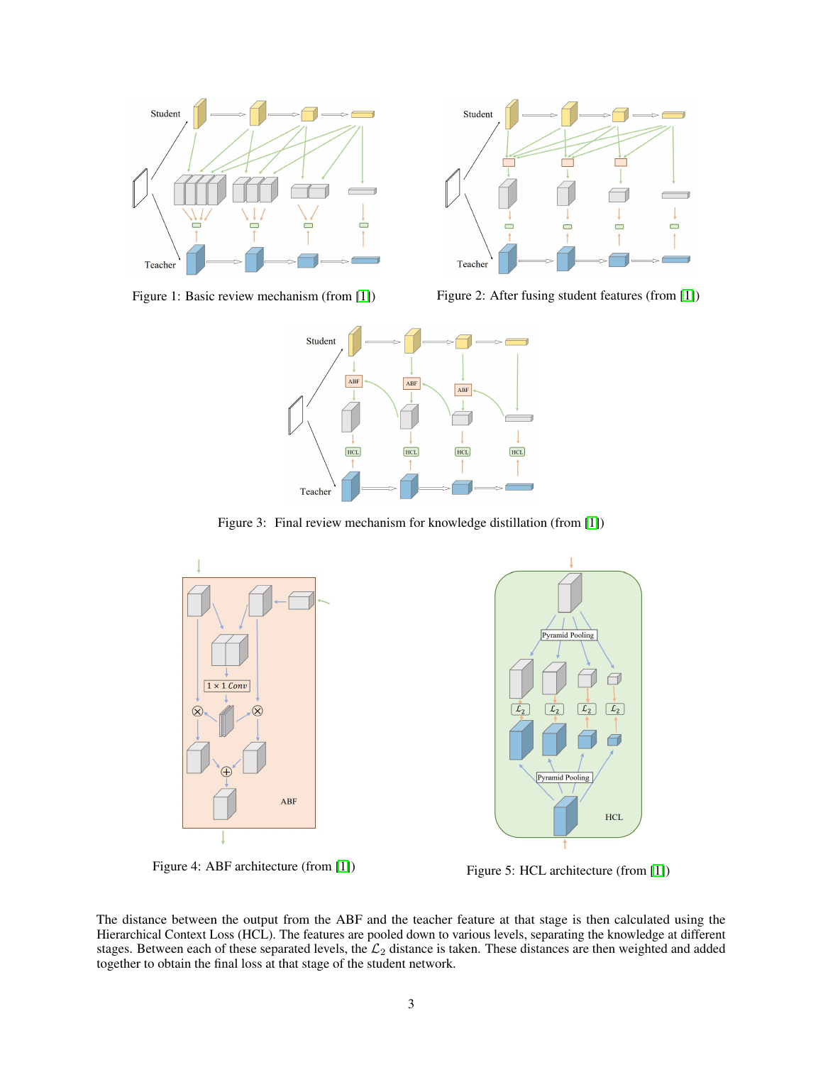Figure 1: Basic review mechanism (from [1])

Figure 2: After fusing student features (from [1])

Figure 3: Final review mechanism for knowledge distillation (from [1])

Figure 4: ABF architecture (from [1])

Figure 5: HCL architecture (from [1])

The distance between the output from the ABF and the teacher feature at that stage is then calculated using the Hierarchical Context Loss (HCL). The features are pooled down to various levels, separating the knowledge at different stages. Between each of these separated levels, the $\mathcal{L}_2$ distance is taken. These distances are then weighted and added together to obtain the final loss at that stage of the student network.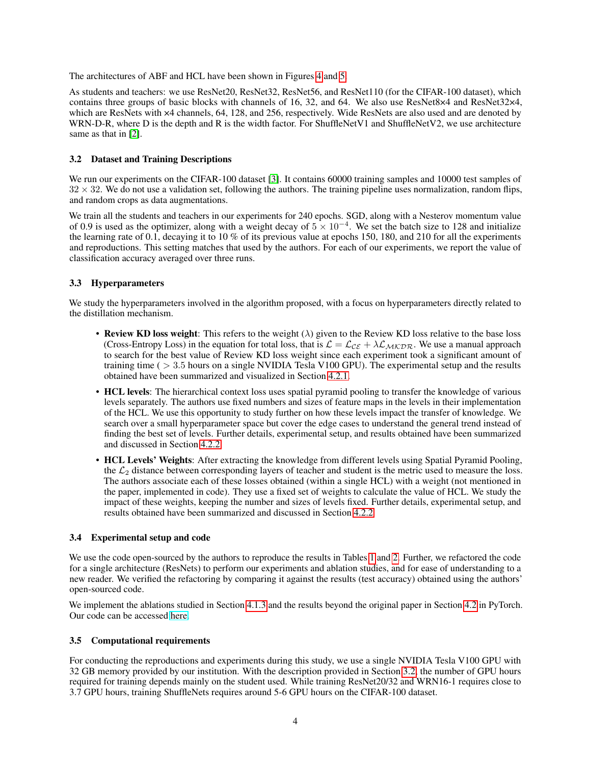The architectures of ABF and HCL have been shown in Figures 4 and 5.

As students and teachers: we use ResNet20, ResNet32, ResNet56, and ResNet110 (for the CIFAR-100 dataset), which contains three groups of basic blocks with channels of 16, 32, and 64. We also use ResNet8×4 and ResNet32×4, which are ResNets with ×4 channels, 64, 128, and 256, respectively. Wide ResNets are also used and are denoted by WRN-D-R, where D is the depth and R is the width factor. For ShuffleNetV1 and ShuffleNetV2, we use architecture same as that in [2].

### 3.2 Dataset and Training Descriptions

We run our experiments on the CIFAR-100 dataset [3]. It contains 60000 training samples and 10000 test samples of $32 \times 32$. We do not use a validation set, following the authors. The training pipeline uses normalization, random flips, and random crops as data augmentations.

We train all the students and teachers in our experiments for 240 epochs. SGD, along with a Nesterov momentum value of 0.9 is used as the optimizer, along with a weight decay of $5 \times 10^{-4}$. We set the batch size to 128 and initialize the learning rate of 0.1, decaying it to 10 % of its previous value at epochs 150, 180, and 210 for all the experiments and reproductions. This setting matches that used by the authors. For each of our experiments, we report the value of classification accuracy averaged over three runs.

### 3.3 Hyperparameters

We study the hyperparameters involved in the algorithm proposed, with a focus on hyperparameters directly related to the distillation mechanism.

- **Review KD loss weight**: This refers to the weight ($\lambda$) given to the Review KD loss relative to the base loss (Cross-Entropy Loss) in the equation for total loss, that is $\mathcal{L} = \mathcal{L}_{\mathcal{CE}} + \lambda \mathcal{L}_{\mathcal{MKDR}}$. We use a manual approach to search for the best value of Review KD loss weight since each experiment took a significant amount of training time ( $> 3.5$ hours on a single NVIDIA Tesla V100 GPU). The experimental setup and the results obtained have been summarized and visualized in Section 4.2.1.
- **HCL levels**: The hierarchical context loss uses spatial pyramid pooling to transfer the knowledge of various levels separately. The authors use fixed numbers and sizes of feature maps in the levels in their implementation of the HCL. We use this opportunity to study further on how these levels impact the transfer of knowledge. We search over a small hyperparameter space but cover the edge cases to understand the general trend instead of finding the best set of levels. Further details, experimental setup, and results obtained have been summarized and discussed in Section 4.2.2.
- **HCL Levels' Weights**: After extracting the knowledge from different levels using Spatial Pyramid Pooling, the $\mathcal{L}_2$ distance between corresponding layers of teacher and student is the metric used to measure the loss. The authors associate each of these losses obtained (within a single HCL) with a weight (not mentioned in the paper, implemented in code). They use a fixed set of weights to calculate the value of HCL. We study the impact of these weights, keeping the number and sizes of levels fixed. Further details, experimental setup, and results obtained have been summarized and discussed in Section 4.2.2.

### 3.4 Experimental setup and code

We use the code open-sourced by the authors to reproduce the results in Tables 1 and 2. Further, we refactored the code for a single architecture (ResNets) to perform our experiments and ablation studies, and for ease of understanding to a new reader. We verified the refactoring by comparing it against the results (test accuracy) obtained using the authors' open-sourced code.

We implement the ablations studied in Section 4.1.3 and the results beyond the original paper in Section 4.2 in PyTorch. Our code can be accessed here.

### 3.5 Computational requirements

For conducting the reproductions and experiments during this study, we use a single NVIDIA Tesla V100 GPU with 32 GB memory provided by our institution. With the description provided in Section 3.2, the number of GPU hours required for training depends mainly on the student used. While training ResNet20/32 and WRN16-1 requires close to 3.7 GPU hours, training ShuffleNets requires around 5-6 GPU hours on the CIFAR-100 dataset.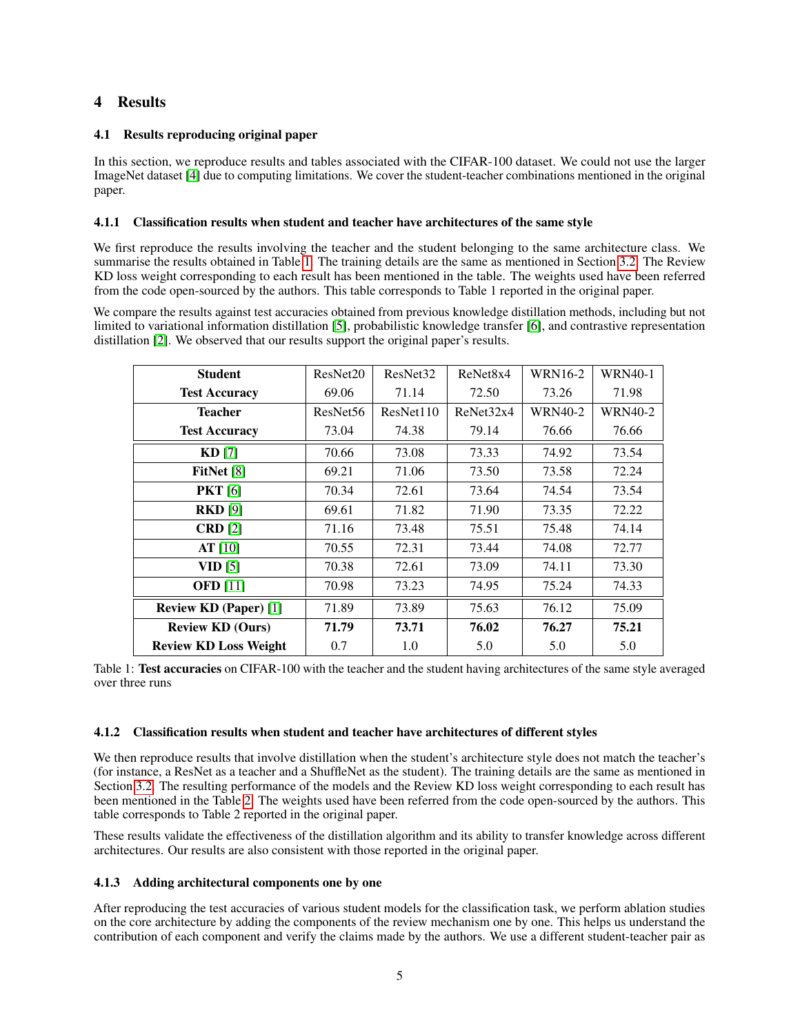## 4 Results

### 4.1 Results reproducing original paper

In this section, we reproduce results and tables associated with the CIFAR-100 dataset. We could not use the larger ImageNet dataset [4] due to computing limitations. We cover the student-teacher combinations mentioned in the original paper.

#### 4.1.1 Classification results when student and teacher have architectures of the same style

We first reproduce the results involving the teacher and the student belonging to the same architecture class. We summarise the results obtained in Table 1. The training details are the same as mentioned in Section 3.2. The Review KD loss weight corresponding to each result has been mentioned in the table. The weights used have been referred from the code open-sourced by the authors. This table corresponds to Table 1 reported in the original paper.

We compare the results against test accuracies obtained from previous knowledge distillation methods, including but not limited to variational information distillation [5], probabilistic knowledge transfer [6], and contrastive representation distillation [2]. We observed that our results support the original paper's results.

| **Student** | ResNet20 | ResNet32 | ReNet8x4 | WRN16-2 | WRN40-1 |
|---|---|---|---|---|---|
| **Test Accuracy** | 69.06 | 71.14 | 72.50 | 73.26 | 71.98 |
| **Teacher** | ResNet56 | ResNet110 | ReNet32x4 | WRN40-2 | WRN40-2 |
| **Test Accuracy** | 73.04 | 74.38 | 79.14 | 76.66 | 76.66 |
| **KD** [7] | 70.66 | 73.08 | 73.33 | 74.92 | 73.54 |
| **FitNet** [8] | 69.21 | 71.06 | 73.50 | 73.58 | 72.24 |
| **PKT** [6] | 70.34 | 72.61 | 73.64 | 74.54 | 73.54 |
| **RKD** [9] | 69.61 | 71.82 | 71.90 | 73.35 | 72.22 |
| **CRD** [2] | 71.16 | 73.48 | 75.51 | 75.48 | 74.14 |
| **AT** [10] | 70.55 | 72.31 | 73.44 | 74.08 | 72.77 |
| **VID** [5] | 70.38 | 72.61 | 73.09 | 74.11 | 73.30 |
| **OFD** [11] | 70.98 | 73.23 | 74.95 | 75.24 | 74.33 |
| **Review KD (Paper)** [1] | 71.89 | 73.89 | 75.63 | 76.12 | 75.09 |
| **Review KD (Ours)** | **71.79** | **73.71** | **76.02** | **76.27** | **75.21** |
| **Review KD Loss Weight** | 0.7 | 1.0 | 5.0 | 5.0 | 5.0 |

Table 1: **Test accuracies** on CIFAR-100 with the teacher and the student having architectures of the same style averaged over three runs

#### 4.1.2 Classification results when student and teacher have architectures of different styles

We then reproduce results that involve distillation when the student's architecture style does not match the teacher's (for instance, a ResNet as a teacher and a ShuffleNet as the student). The training details are the same as mentioned in Section 3.2. The resulting performance of the models and the Review KD loss weight corresponding to each result has been mentioned in the Table 2. The weights used have been referred from the code open-sourced by the authors. This table corresponds to Table 2 reported in the original paper.

These results validate the effectiveness of the distillation algorithm and its ability to transfer knowledge across different architectures. Our results are also consistent with those reported in the original paper.

#### 4.1.3 Adding architectural components one by one

After reproducing the test accuracies of various student models for the classification task, we perform ablation studies on the core architecture by adding the components of the review mechanism one by one. This helps us understand the contribution of each component and verify the claims made by the authors. We use a different student-teacher pair as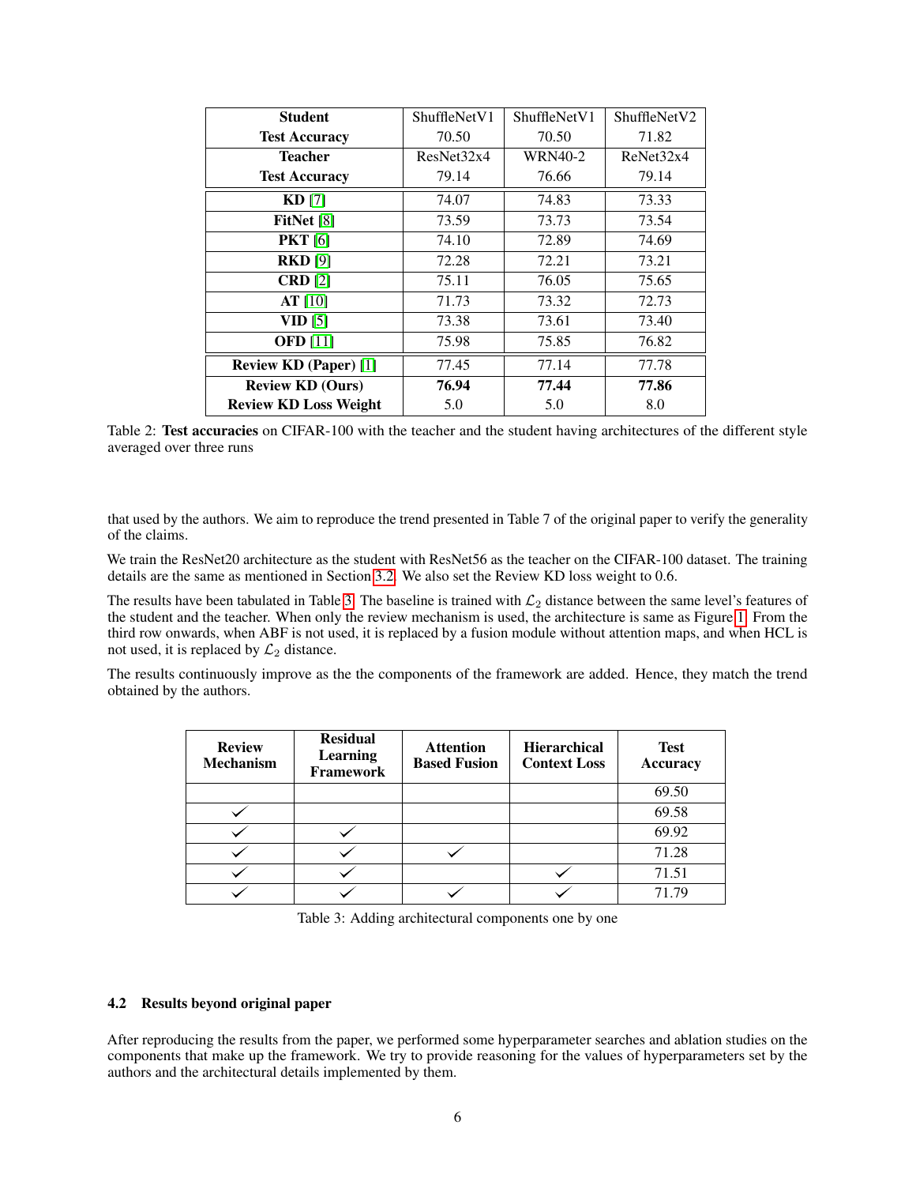| Student | ShuffleNetV1 | ShuffleNetV1 | ShuffleNetV2 |
|---|---|---|---|
| Test Accuracy | 70.50 | 70.50 | 71.82 |
| Teacher | ResNet32x4 | WRN40-2 | ReNet32x4 |
| Test Accuracy | 79.14 | 76.66 | 79.14 |
| **KD** [7] | 74.07 | 74.83 | 73.33 |
| **FitNet** [8] | 73.59 | 73.73 | 73.54 |
| **PKT** [6] | 74.10 | 72.89 | 74.69 |
| **RKD** [9] | 72.28 | 72.21 | 73.21 |
| **CRD** [2] | 75.11 | 76.05 | 75.65 |
| **AT** [10] | 71.73 | 73.32 | 72.73 |
| **VID** [5] | 73.38 | 73.61 | 73.40 |
| **OFD** [11] | 75.98 | 75.85 | 76.82 |
| **Review KD (Paper)** [1] | 77.45 | 77.14 | 77.78 |
| **Review KD (Ours)** | **76.94** | **77.44** | **77.86** |
| **Review KD Loss Weight** | 5.0 | 5.0 | 8.0 |

Table 2: **Test accuracies** on CIFAR-100 with the teacher and the student having architectures of the different style averaged over three runs

that used by the authors. We aim to reproduce the trend presented in Table 7 of the original paper to verify the generality of the claims.

We train the ResNet20 architecture as the student with ResNet56 as the teacher on the CIFAR-100 dataset. The training details are the same as mentioned in Section 3.2. We also set the Review KD loss weight to 0.6.

The results have been tabulated in Table 3. The baseline is trained with $\mathcal{L}_2$ distance between the same level's features of the student and the teacher. When only the review mechanism is used, the architecture is same as Figure 1. From the third row onwards, when ABF is not used, it is replaced by a fusion module without attention maps, and when HCL is not used, it is replaced by $\mathcal{L}_2$ distance.

The results continuously improve as the the components of the framework are added. Hence, they match the trend obtained by the authors.

| Review Mechanism | Residual Learning Framework | Attention Based Fusion | Hierarchical Context Loss | Test Accuracy |
|---|---|---|---|---|
| | | | | 69.50 |
| ✓ | | | | 69.58 |
| ✓ | ✓ | | | 69.92 |
| ✓ | ✓ | ✓ | | 71.28 |
| ✓ | ✓ | | ✓ | 71.51 |
| ✓ | ✓ | ✓ | ✓ | 71.79 |

Table 3: Adding architectural components one by one

### 4.2 Results beyond original paper

After reproducing the results from the paper, we performed some hyperparameter searches and ablation studies on the components that make up the framework. We try to provide reasoning for the values of hyperparameters set by the authors and the architectural details implemented by them.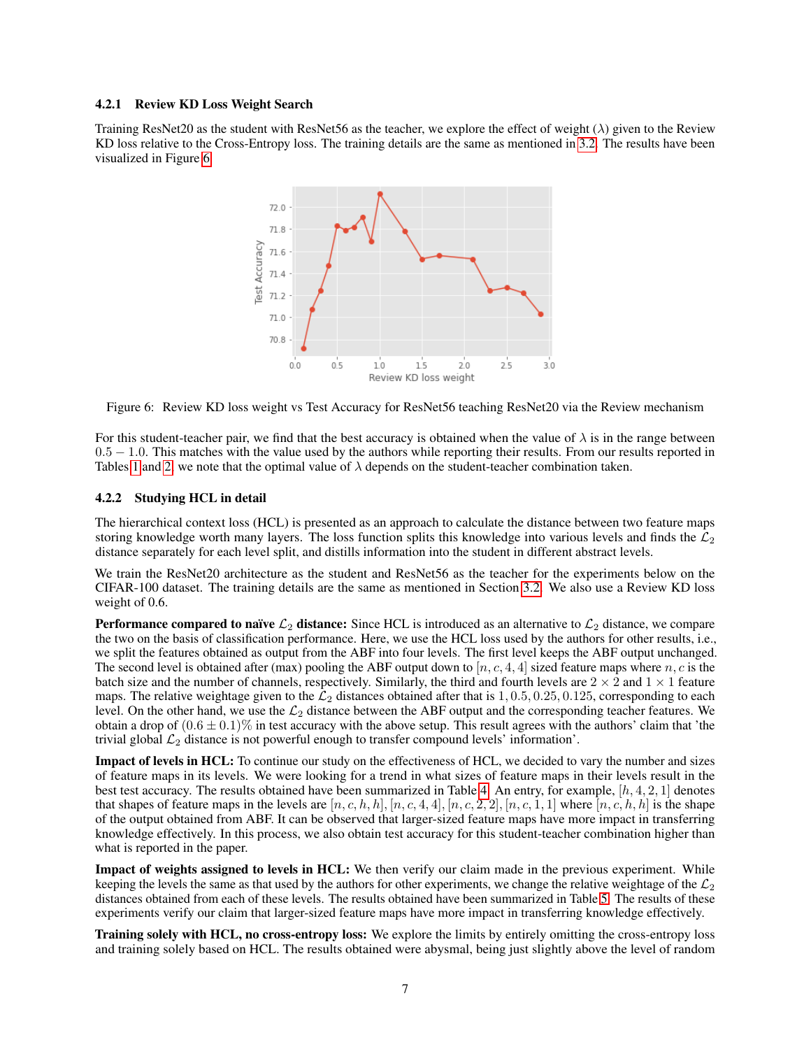#### 4.2.1 Review KD Loss Weight Search

Training ResNet20 as the student with ResNet56 as the teacher, we explore the effect of weight ($\lambda$) given to the Review KD loss relative to the Cross-Entropy loss. The training details are the same as mentioned in 3.2. The results have been visualized in Figure 6.

Figure 6: Review KD loss weight vs Test Accuracy for ResNet56 teaching ResNet20 via the Review mechanism

For this student-teacher pair, we find that the best accuracy is obtained when the value of $\lambda$ is in the range between $0.5 - 1.0$. This matches with the value used by the authors while reporting their results. From our results reported in Tables 1 and 2, we note that the optimal value of $\lambda$ depends on the student-teacher combination taken.

#### 4.2.2 Studying HCL in detail

The hierarchical context loss (HCL) is presented as an approach to calculate the distance between two feature maps storing knowledge worth many layers. The loss function splits this knowledge into various levels and finds the $\mathcal{L}_2$ distance separately for each level split, and distills information into the student in different abstract levels.

We train the ResNet20 architecture as the student and ResNet56 as the teacher for the experiments below on the CIFAR-100 dataset. The training details are the same as mentioned in Section 3.2. We also use a Review KD loss weight of 0.6.

**Performance compared to naïve $\mathcal{L}_2$ distance:** Since HCL is introduced as an alternative to $\mathcal{L}_2$ distance, we compare the two on the basis of classification performance. Here, we use the HCL loss used by the authors for other results, i.e., we split the features obtained as output from the ABF into four levels. The first level keeps the ABF output unchanged. The second level is obtained after (max) pooling the ABF output down to $[n, c, 4, 4]$ sized feature maps where $n, c$ is the batch size and the number of channels, respectively. Similarly, the third and fourth levels are $2 \times 2$ and $1 \times 1$ feature maps. The relative weightage given to the $\mathcal{L}_2$ distances obtained after that is $1, 0.5, 0.25, 0.125$, corresponding to each level. On the other hand, we use the $\mathcal{L}_2$ distance between the ABF output and the corresponding teacher features. We obtain a drop of $(0.6 \pm 0.1)\%$ in test accuracy with the above setup. This result agrees with the authors' claim that 'the trivial global $\mathcal{L}_2$ distance is not powerful enough to transfer compound levels' information'.

**Impact of levels in HCL:** To continue our study on the effectiveness of HCL, we decided to vary the number and sizes of feature maps in its levels. We were looking for a trend in what sizes of feature maps in their levels result in the best test accuracy. The results obtained have been summarized in Table 4. An entry, for example, $[h, 4, 2, 1]$ denotes that shapes of feature maps in the levels are $[n, c, h, h]$, $[n, c, 4, 4]$, $[n, c, 2, 2]$, $[n, c, 1, 1]$ where $[n, c, h, h]$ is the shape of the output obtained from ABF. It can be observed that larger-sized feature maps have more impact in transferring knowledge effectively. In this process, we also obtain test accuracy for this student-teacher combination higher than what is reported in the paper.

**Impact of weights assigned to levels in HCL:** We then verify our claim made in the previous experiment. While keeping the levels the same as that used by the authors for other experiments, we change the relative weightage of the $\mathcal{L}_2$ distances obtained from each of these levels. The results obtained have been summarized in Table 5. The results of these experiments verify our claim that larger-sized feature maps have more impact in transferring knowledge effectively.

**Training solely with HCL, no cross-entropy loss:** We explore the limits by entirely omitting the cross-entropy loss and training solely based on HCL. The results obtained were abysmal, being just slightly above the level of random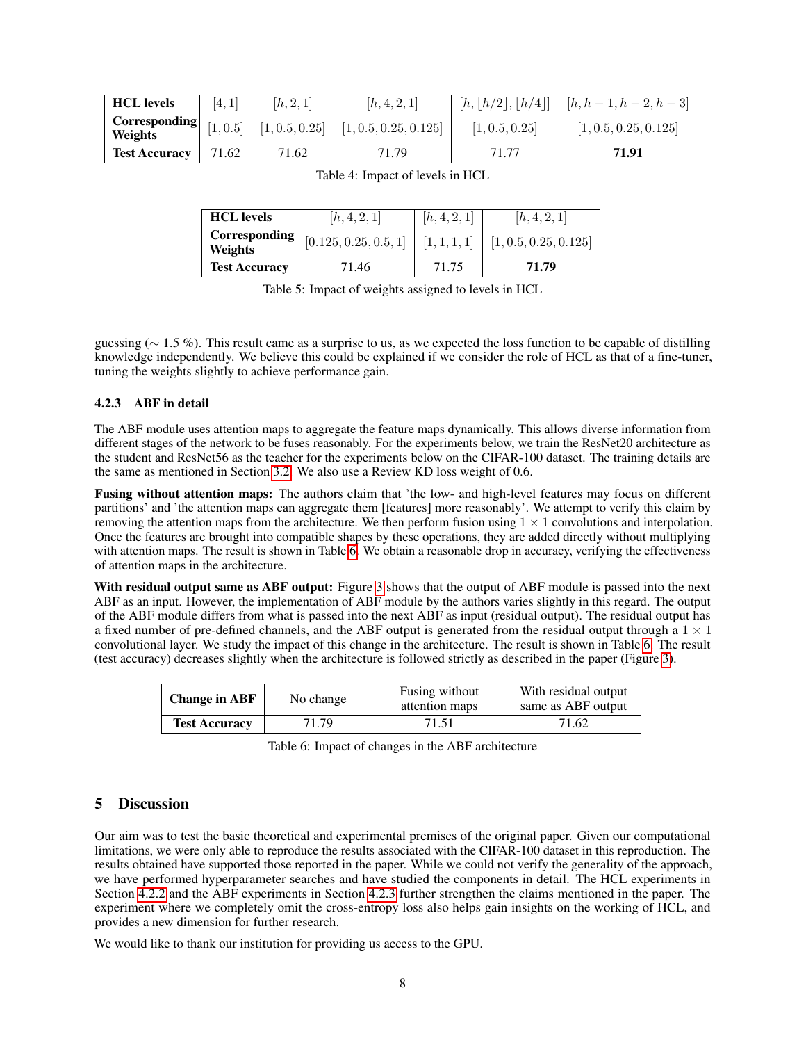| HCL levels | $[4, 1]$ | $[h, 2, 1]$ | $[h, 4, 2, 1]$ | $[h, \lfloor h/2 \rfloor, \lfloor h/4 \rfloor]$ | $[h, h-1, h-2, h-3]$ |
|---|---|---|---|---|---|
| Corresponding Weights | $[1, 0.5]$ | $[1, 0.5, 0.25]$ | $[1, 0.5, 0.25, 0.125]$ | $[1, 0.5, 0.25]$ | $[1, 0.5, 0.25, 0.125]$ |
| Test Accuracy | 71.62 | 71.62 | 71.79 | 71.77 | **71.91** |

Table 4: Impact of levels in HCL

| HCL levels | $[h, 4, 2, 1]$ | $[h, 4, 2, 1]$ | $[h, 4, 2, 1]$ |
|---|---|---|---|
| Corresponding Weights | $[0.125, 0.25, 0.5, 1]$ | $[1, 1, 1, 1]$ | $[1, 0.5, 0.25, 0.125]$ |
| Test Accuracy | 71.46 | 71.75 | **71.79** |

Table 5: Impact of weights assigned to levels in HCL

guessing ($\sim 1.5$ %). This result came as a surprise to us, as we expected the loss function to be capable of distilling knowledge independently. We believe this could be explained if we consider the role of HCL as that of a fine-tuner, tuning the weights slightly to achieve performance gain.

### 4.2.3 ABF in detail

The ABF module uses attention maps to aggregate the feature maps dynamically. This allows diverse information from different stages of the network to be fuses reasonably. For the experiments below, we train the ResNet20 architecture as the student and ResNet56 as the teacher for the experiments below on the CIFAR-100 dataset. The training details are the same as mentioned in Section 3.2. We also use a Review KD loss weight of 0.6.

**Fusing without attention maps:** The authors claim that 'the low- and high-level features may focus on different partitions' and 'the attention maps can aggregate them [features] more reasonably'. We attempt to verify this claim by removing the attention maps from the architecture. We then perform fusion using $1 \times 1$ convolutions and interpolation. Once the features are brought into compatible shapes by these operations, they are added directly without multiplying with attention maps. The result is shown in Table 6. We obtain a reasonable drop in accuracy, verifying the effectiveness of attention maps in the architecture.

**With residual output same as ABF output:** Figure 3 shows that the output of ABF module is passed into the next ABF as an input. However, the implementation of ABF module by the authors varies slightly in this regard. The output of the ABF module differs from what is passed into the next ABF as input (residual output). The residual output has a fixed number of pre-defined channels, and the ABF output is generated from the residual output through a $1 \times 1$ convolutional layer. We study the impact of this change in the architecture. The result is shown in Table 6. The result (test accuracy) decreases slightly when the architecture is followed strictly as described in the paper (Figure 3).

| Change in ABF | No change | Fusing without attention maps | With residual output same as ABF output |
|---|---|---|---|
| Test Accuracy | 71.79 | 71.51 | 71.62 |

Table 6: Impact of changes in the ABF architecture

## 5 Discussion

Our aim was to test the basic theoretical and experimental premises of the original paper. Given our computational limitations, we were only able to reproduce the results associated with the CIFAR-100 dataset in this reproduction. The results obtained have supported those reported in the paper. While we could not verify the generality of the approach, we have performed hyperparameter searches and have studied the components in detail. The HCL experiments in Section 4.2.2 and the ABF experiments in Section 4.2.3 further strengthen the claims mentioned in the paper. The experiment where we completely omit the cross-entropy loss also helps gain insights on the working of HCL, and provides a new dimension for further research.

We would like to thank our institution for providing us access to the GPU.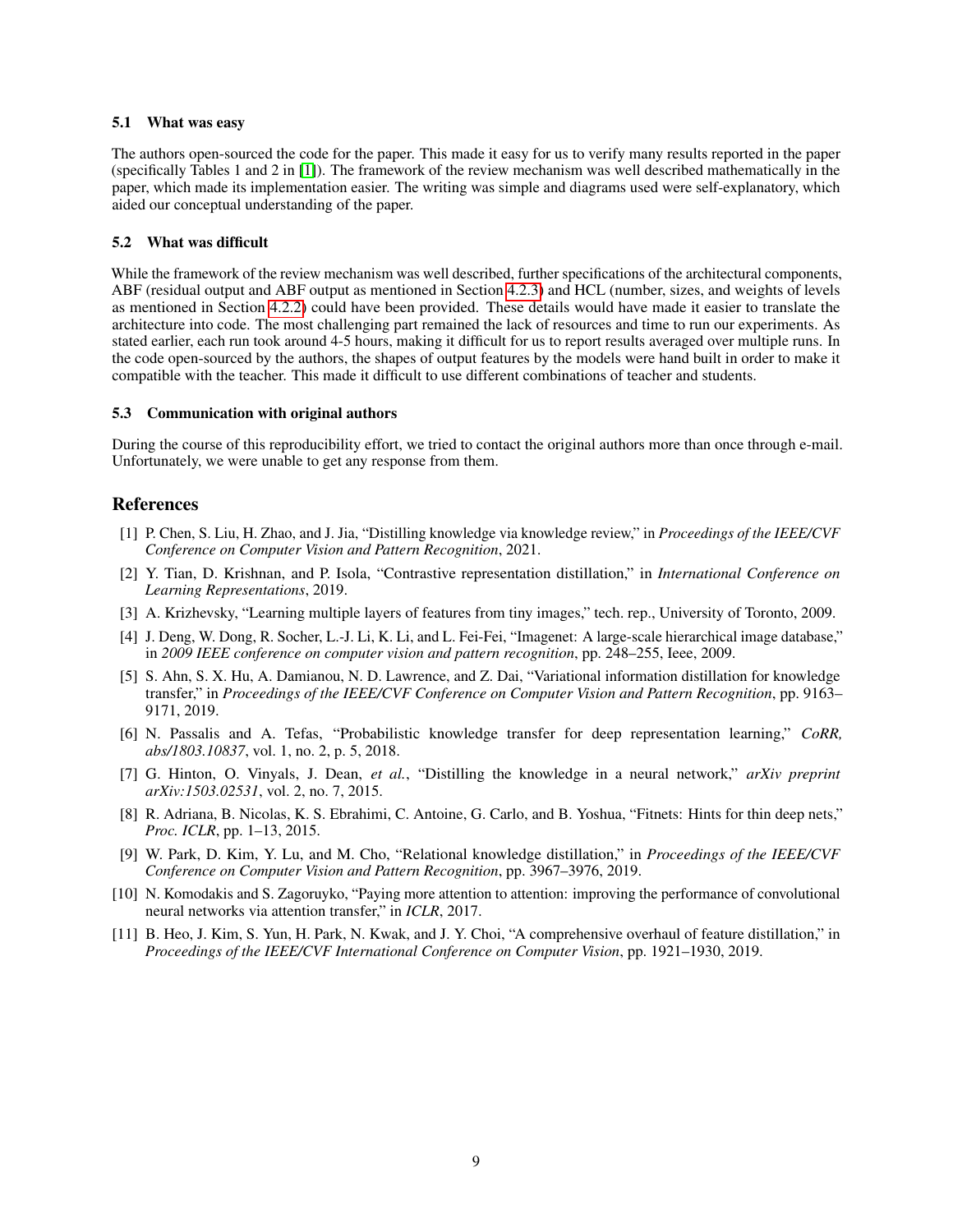### 5.1 What was easy

The authors open-sourced the code for the paper. This made it easy for us to verify many results reported in the paper (specifically Tables 1 and 2 in [1]). The framework of the review mechanism was well described mathematically in the paper, which made its implementation easier. The writing was simple and diagrams used were self-explanatory, which aided our conceptual understanding of the paper.

### 5.2 What was difficult

While the framework of the review mechanism was well described, further specifications of the architectural components, ABF (residual output and ABF output as mentioned in Section 4.2.3) and HCL (number, sizes, and weights of levels as mentioned in Section 4.2.2) could have been provided. These details would have made it easier to translate the architecture into code. The most challenging part remained the lack of resources and time to run our experiments. As stated earlier, each run took around 4-5 hours, making it difficult for us to report results averaged over multiple runs. In the code open-sourced by the authors, the shapes of output features by the models were hand built in order to make it compatible with the teacher. This made it difficult to use different combinations of teacher and students.

### 5.3 Communication with original authors

During the course of this reproducibility effort, we tried to contact the original authors more than once through e-mail. Unfortunately, we were unable to get any response from them.

## References

[1] P. Chen, S. Liu, H. Zhao, and J. Jia, "Distilling knowledge via knowledge review," in *Proceedings of the IEEE/CVF Conference on Computer Vision and Pattern Recognition*, 2021.

[2] Y. Tian, D. Krishnan, and P. Isola, "Contrastive representation distillation," in *International Conference on Learning Representations*, 2019.

[3] A. Krizhevsky, "Learning multiple layers of features from tiny images," tech. rep., University of Toronto, 2009.

[4] J. Deng, W. Dong, R. Socher, L.-J. Li, K. Li, and L. Fei-Fei, "Imagenet: A large-scale hierarchical image database," in *2009 IEEE conference on computer vision and pattern recognition*, pp. 248–255, Ieee, 2009.

[5] S. Ahn, S. X. Hu, A. Damianou, N. D. Lawrence, and Z. Dai, "Variational information distillation for knowledge transfer," in *Proceedings of the IEEE/CVF Conference on Computer Vision and Pattern Recognition*, pp. 9163–9171, 2019.

[6] N. Passalis and A. Tefas, "Probabilistic knowledge transfer for deep representation learning," *CoRR, abs/1803.10837*, vol. 1, no. 2, p. 5, 2018.

[7] G. Hinton, O. Vinyals, J. Dean, *et al.*, "Distilling the knowledge in a neural network," *arXiv preprint arXiv:1503.02531*, vol. 2, no. 7, 2015.

[8] R. Adriana, B. Nicolas, K. S. Ebrahimi, C. Antoine, G. Carlo, and B. Yoshua, "Fitnets: Hints for thin deep nets," *Proc. ICLR*, pp. 1–13, 2015.

[9] W. Park, D. Kim, Y. Lu, and M. Cho, "Relational knowledge distillation," in *Proceedings of the IEEE/CVF Conference on Computer Vision and Pattern Recognition*, pp. 3967–3976, 2019.

[10] N. Komodakis and S. Zagoruyko, "Paying more attention to attention: improving the performance of convolutional neural networks via attention transfer," in *ICLR*, 2017.

[11] B. Heo, J. Kim, S. Yun, H. Park, N. Kwak, and J. Y. Choi, "A comprehensive overhaul of feature distillation," in *Proceedings of the IEEE/CVF International Conference on Computer Vision*, pp. 1921–1930, 2019.